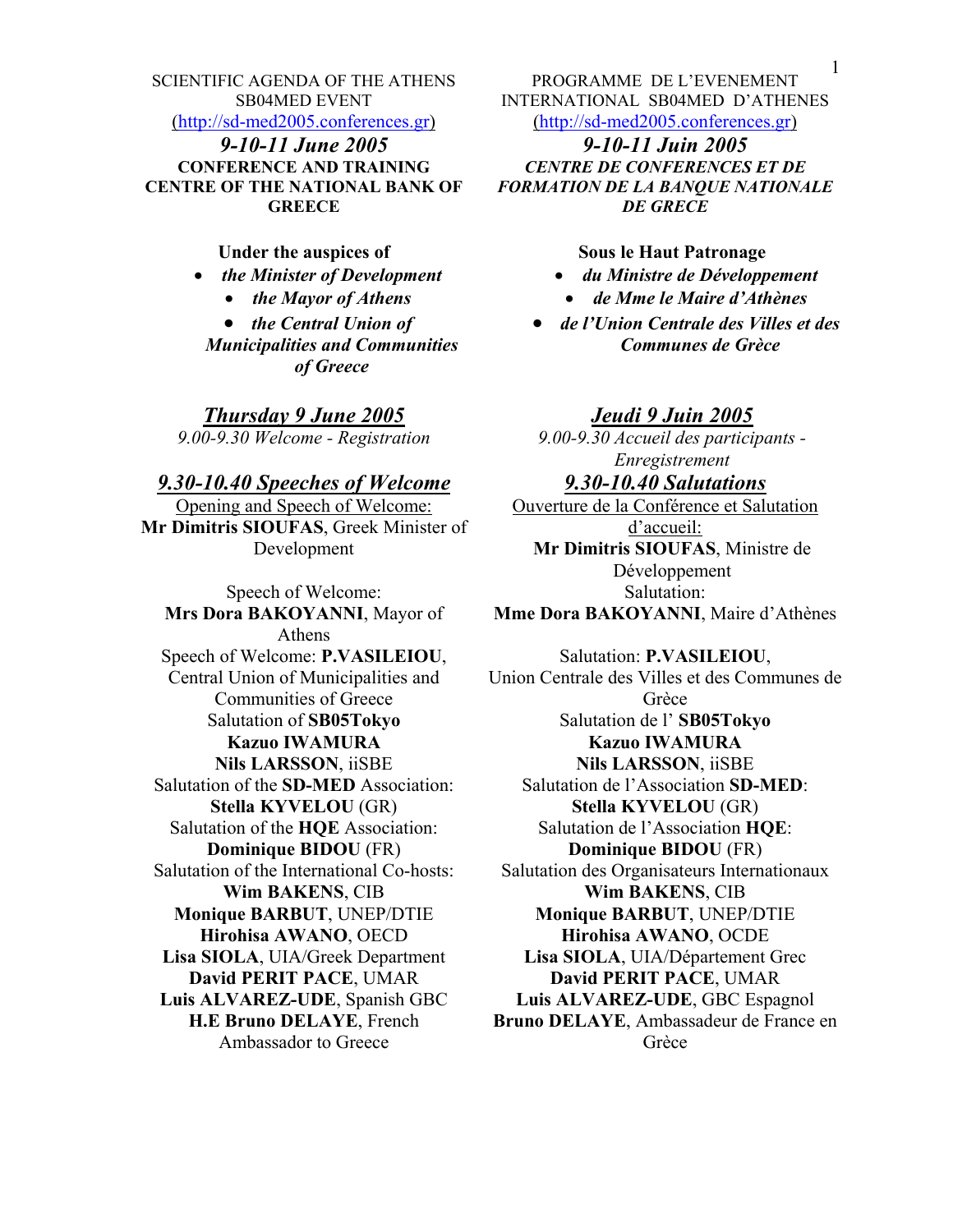SCIENTIFIC AGENDA OF THE ATHENS SB04MED EVENT
(http://sd-med2005.conferences.gr)

***9-10-11 June 2005***

**CONFERENCE AND TRAINING CENTRE OF THE NATIONAL BANK OF GREECE**

**Under the auspices of**

- ***the Minister of Development***
- ***the Mayor of Athens***
- ***the Central Union of Municipalities and Communities of Greece***

## ***Thursday 9 June 2005***

*9.00-9.30 Welcome - Registration*

### ***9.30-10.40 Speeches of Welcome***

Opening and Speech of Welcome:
**Mr Dimitris SIOUFAS**, Greek Minister of Development

Speech of Welcome:
**Mrs Dora BAKOYANNI**, Mayor of Athens

Speech of Welcome: **P.VASILEIOU**, Central Union of Municipalities and Communities of Greece

Salutation of **SB05Tokyo**
**Kazuo IWAMURA**
**Nils LARSSON**, iiSBE

Salutation of the **SD-MED** Association:
**Stella KYVELOU** (GR)

Salutation of the **HQE** Association:
**Dominique BIDOU** (FR)

Salutation of the International Co-hosts:
**Wim BAKENS**, CIB
**Monique BARBUT**, UNEP/DTIE
**Hirohisa AWANO**, OECD
**Lisa SIOLA**, UIA/Greek Department
**David PERIT PACE**, UMAR
**Luis ALVAREZ-UDE**, Spanish GBC
**H.E Bruno DELAYE**, French Ambassador to Greece

---

PROGRAMME DE L'EVENEMENT INTERNATIONAL SB04MED D'ATHENES
(http://sd-med2005.conferences.gr)

***9-10-11 Juin 2005***

***CENTRE DE CONFERENCES ET DE FORMATION DE LA BANQUE NATIONALE DE GRECE***

**Sous le Haut Patronage**

- ***du Ministre de Développement***
- ***de Mme le Maire d'Athènes***
- ***de l'Union Centrale des Villes et des Communes de Grèce***

## ***Jeudi 9 Juin 2005***

*9.00-9.30 Accueil des participants - Enregistrement*

### ***9.30-10.40 Salutations***

Ouverture de la Conférence et Salutation d'accueil:
**Mr Dimitris SIOUFAS**, Ministre de Développement

Salutation:
**Mme Dora BAKOYANNI**, Maire d'Athènes

Salutation: **P.VASILEIOU**, Union Centrale des Villes et des Communes de Grèce

Salutation de l' **SB05Tokyo**
**Kazuo IWAMURA**
**Nils LARSSON**, iiSBE

Salutation de l'Association **SD-MED**:
**Stella KYVELOU** (GR)

Salutation de l'Association **HQE**:
**Dominique BIDOU** (FR)

Salutation des Organisateurs Internationaux
**Wim BAKENS**, CIB
**Monique BARBUT**, UNEP/DTIE
**Hirohisa AWANO**, OCDE
**Lisa SIOLA**, UIA/Département Grec
**David PERIT PACE**, UMAR
**Luis ALVAREZ-UDE**, GBC Espagnol
**Bruno DELAYE**, Ambassadeur de France en Grèce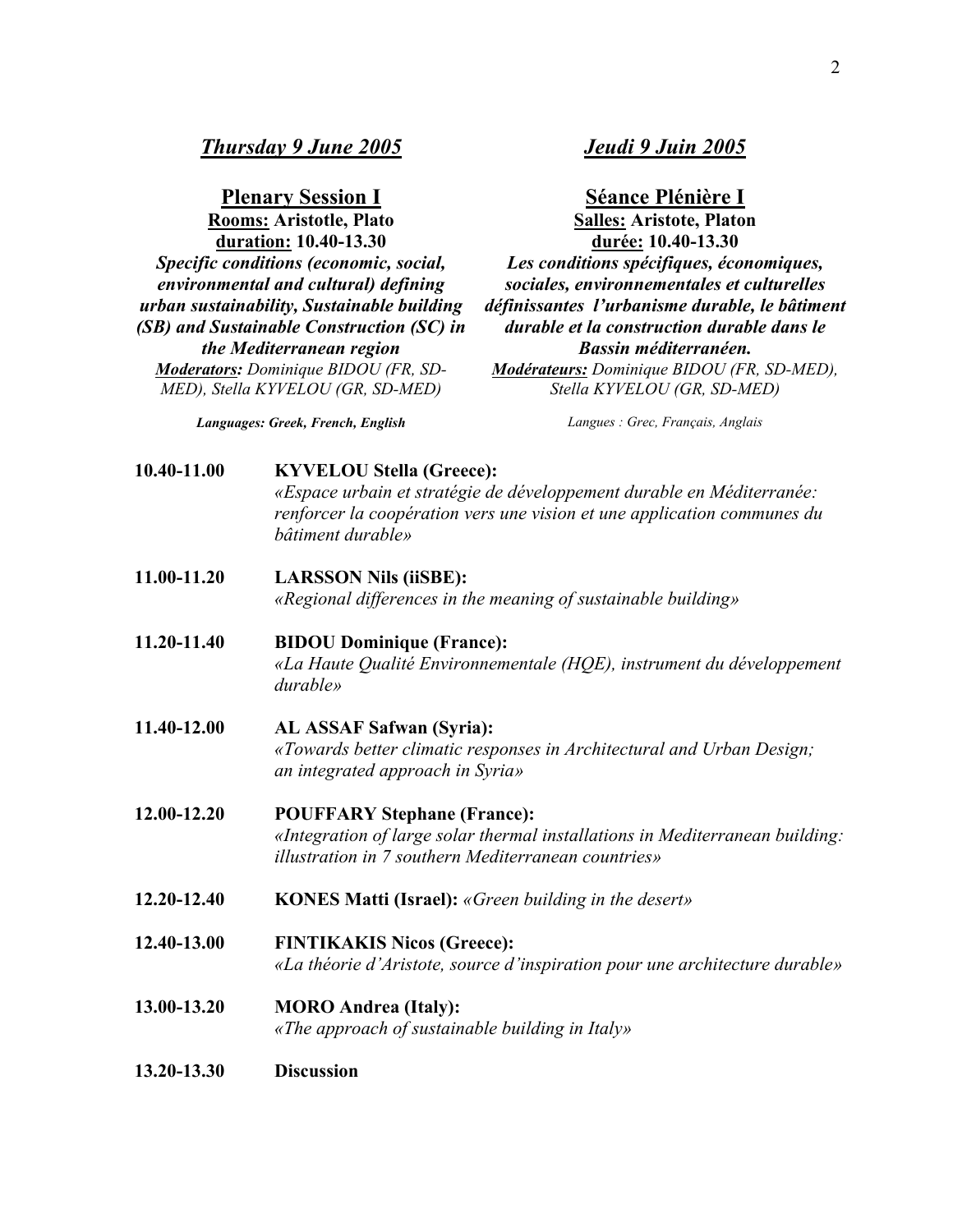## *Thursday 9 June 2005*

**Plenary Session I**
**Rooms:** Aristotle, Plato
**duration:** 10.40-13.30

***Specific conditions (economic, social, environmental and cultural) defining urban sustainability, Sustainable building (SB) and Sustainable Construction (SC) in the Mediterranean region***

***Moderators:*** *Dominique BIDOU (FR, SD-MED), Stella KYVELOU (GR, SD-MED)*

***Languages: Greek, French, English***

## *Jeudi 9 Juin 2005*

**Séance Plénière I**
**Salles:** Aristote, Platon
**durée:** 10.40-13.30

***Les conditions spécifiques, économiques, sociales, environnementales et culturelles définissantes l'urbanisme durable, le bâtiment durable et la construction durable dans le Bassin méditerranéen.***

***Modérateurs:*** *Dominique BIDOU (FR, SD-MED), Stella KYVELOU (GR, SD-MED)*

*Langues : Grec, Français, Anglais*

**10.40-11.00** **KYVELOU Stella (Greece):**
*«Espace urbain et stratégie de développement durable en Méditerranée: renforcer la coopération vers une vision et une application communes du bâtiment durable»*

**11.00-11.20** **LARSSON Nils (iiSBE):**
*«Regional differences in the meaning of sustainable building»*

**11.20-11.40** **BIDOU Dominique (France):**
*«La Haute Qualité Environnementale (HQE), instrument du développement durable»*

**11.40-12.00** **AL ASSAF Safwan (Syria):**
*«Towards better climatic responses in Architectural and Urban Design; an integrated approach in Syria»*

**12.00-12.20** **POUFFARY Stephane (France):**
*«Integration of large solar thermal installations in Mediterranean building: illustration in 7 southern Mediterranean countries»*

**12.20-12.40** **KONES Matti (Israel):** *«Green building in the desert»*

**12.40-13.00** **FINTIKAKIS Nicos (Greece):**
*«La théorie d'Aristote, source d'inspiration pour une architecture durable»*

**13.00-13.20** **MORO Andrea (Italy):**
*«The approach of sustainable building in Italy»*

**13.20-13.30** **Discussion**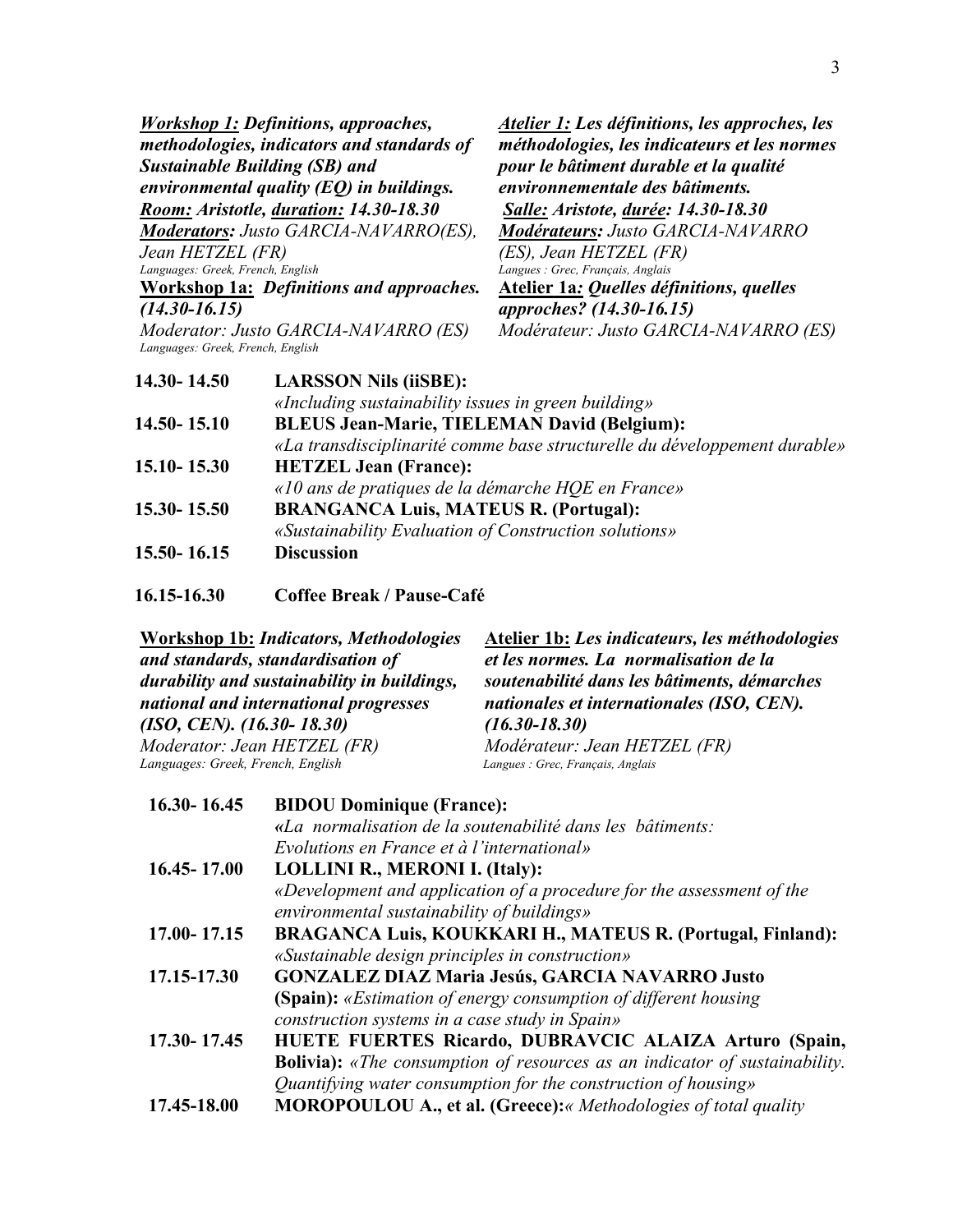***Workshop 1:*** ***Definitions, approaches, methodologies, indicators and standards of Sustainable Building (SB) and environmental quality (EQ) in buildings.***
***Room:*** ***Aristotle,*** ***duration:*** ***14.30-18.30***
***Moderators:*** *Justo GARCIA-NAVARRO(ES), Jean HETZEL (FR)*
*Languages: Greek, French, English*

***Atelier 1:*** ***Les définitions, les approches, les méthodologies, les indicateurs et les normes pour le bâtiment durable et la qualité environnementale des bâtiments.***
***Salle:*** ***Aristote,*** ***durée:*** ***14.30-18.30***
***Modérateurs:*** *Justo GARCIA-NAVARRO (ES), Jean HETZEL (FR)*
*Langues : Grec, Français, Anglais*

**Workshop 1a:** ***Definitions and approaches. (14.30-16.15)***
*Moderator: Justo GARCIA-NAVARRO (ES)*
*Languages: Greek, French, English*

**Atelier 1a*****: Quelles définitions, quelles approches? (14.30-16.15)***
*Modérateur: Justo GARCIA-NAVARRO (ES)*

**14.30- 14.50** **LARSSON Nils (iiSBE):**
*«Including sustainability issues in green building»*

**14.50- 15.10** **BLEUS Jean-Marie, TIELEMAN David (Belgium):**
*«La transdisciplinarité comme base structurelle du développement durable»*

**15.10- 15.30** **HETZEL Jean (France):**
*«10 ans de pratiques de la démarche HQE en France»*

**15.30- 15.50** **BRANGANCA Luis, MATEUS R. (Portugal):**
*«Sustainability Evaluation of Construction solutions»*

**15.50- 16.15** **Discussion**

**16.15-16.30** **Coffee Break / Pause-Café**

**Workshop 1b:** ***Indicators, Methodologies and standards, standardisation of durability and sustainability in buildings, national and international progresses (ISO, CEN). (16.30- 18.30)***
*Moderator: Jean HETZEL (FR)*
*Languages: Greek, French, English*

**Atelier 1b:** ***Les indicateurs, les méthodologies et les normes. La normalisation de la soutenabilité dans les bâtiments, démarches nationales et internationales (ISO, CEN). (16.30-18.30)***
*Modérateur: Jean HETZEL (FR)*
*Langues : Grec, Français, Anglais*

**16.30- 16.45** **BIDOU Dominique (France):**
*«La normalisation de la soutenabilité dans les bâtiments: Evolutions en France et à l'international»*

**16.45- 17.00** **LOLLINI R., MERONI I. (Italy):**
*«Development and application of a procedure for the assessment of the environmental sustainability of buildings»*

**17.00- 17.15** **BRAGANCA Luis, KOUKKARI H., MATEUS R. (Portugal, Finland):**
*«Sustainable design principles in construction»*

**17.15-17.30** **GONZALEZ DIAZ Maria Jesús, GARCIA NAVARRO Justo (Spain):** *«Estimation of energy consumption of different housing construction systems in a case study in Spain»*

**17.30- 17.45** **HUETE FUERTES Ricardo, DUBRAVCIC ALAIZA Arturo (Spain, Bolivia):** *«The consumption of resources as an indicator of sustainability. Quantifying water consumption for the construction of housing»*

**17.45-18.00** **MOROPOULOU A., et al. (Greece):***« Methodologies of total quality*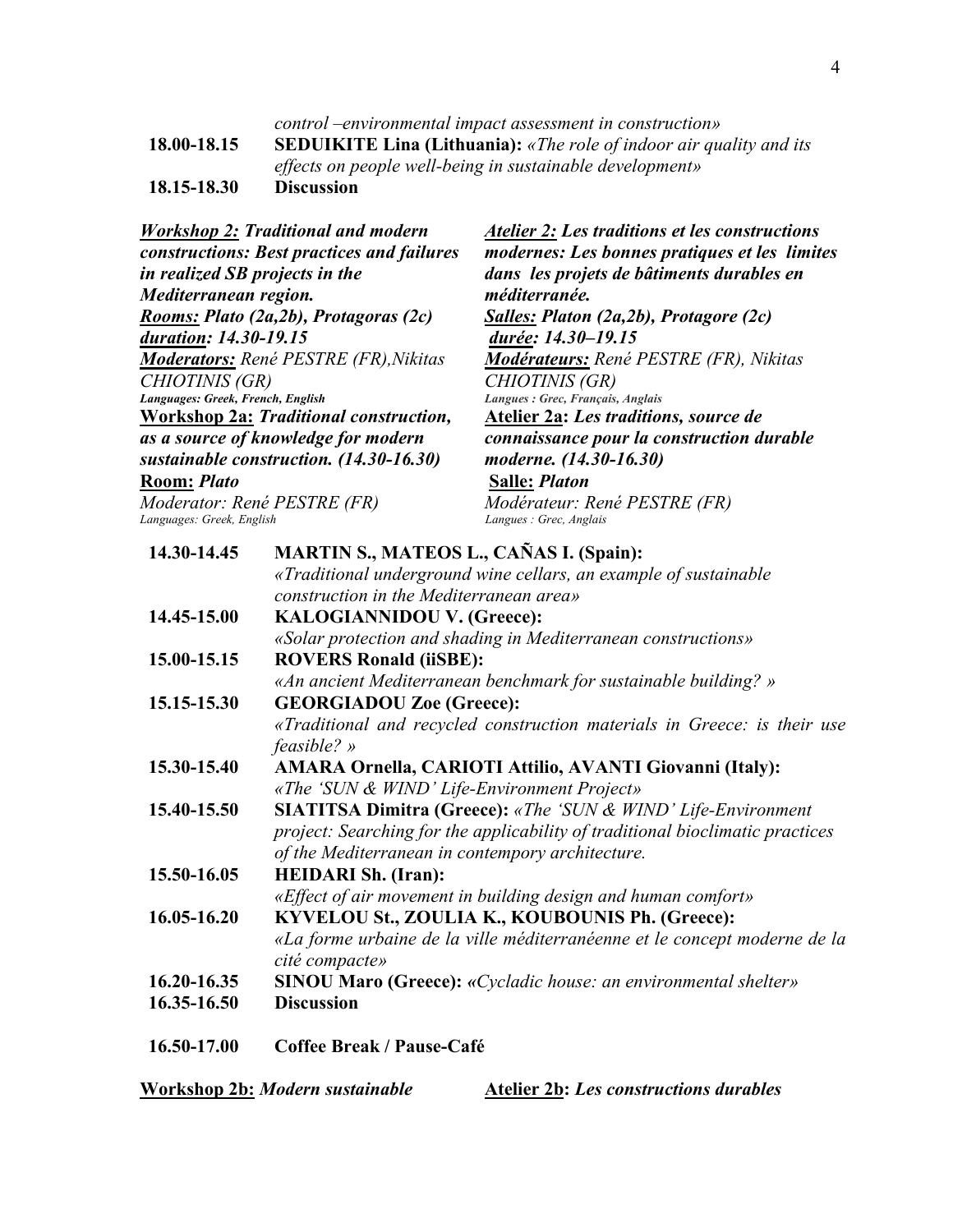*control –environmental impact assessment in construction»*

**18.00-18.15** **SEDUIKITE Lina (Lithuania):** *«The role of indoor air quality and its effects on people well-being in sustainable development»*

**18.15-18.30** **Discussion**

***Workshop 2:** Traditional and modern constructions: Best practices and failures in realized SB projects in the Mediterranean region.*

***Rooms:** Plato (2a,2b), Protagoras (2c)*

***duration:** 14.30-19.15*

***Moderators:*** *René PESTRE (FR), Nikitas CHIOTINIS (GR)*

***Languages: Greek, French, English***

***Atelier 2:** Les traditions et les constructions modernes: Les bonnes pratiques et les limites dans les projets de bâtiments durables en méditerranée.*

***Salles:** Platon (2a,2b), Protagore (2c)*

***durée:** 14.30–19.15*

***Modérateurs:*** *René PESTRE (FR), Nikitas CHIOTINIS (GR)*

***Langues : Grec, Français, Anglais***

**Workshop 2a:** ***Traditional construction, as a source of knowledge for modern sustainable construction. (14.30-16.30)***

**Room:** ***Plato***

*Moderator: René PESTRE (FR)*

*Languages: Greek, English*

**Atelier 2a:** ***Les traditions, source de connaissance pour la construction durable moderne. (14.30-16.30)***

**Salle:** ***Platon***

*Modérateur: René PESTRE (FR)*

*Langues : Grec, Anglais*

**14.30-14.45** **MARTIN S., MATEOS L., CAÑAS I. (Spain):**
*«Traditional underground wine cellars, an example of sustainable construction in the Mediterranean area»*

**14.45-15.00** **KALOGIANNIDOU V. (Greece):**
*«Solar protection and shading in Mediterranean constructions»*

**15.00-15.15** **ROVERS Ronald (iiSBE):**
*«An ancient Mediterranean benchmark for sustainable building? »*

**15.15-15.30** **GEORGIADOU Zoe (Greece):**
*«Traditional and recycled construction materials in Greece: is their use feasible? »*

**15.30-15.40** **AMARA Ornella, CARIOTI Attilio, AVANTI Giovanni (Italy):**
*«The 'SUN & WIND' Life-Environment Project»*

**15.40-15.50** **SIATITSA Dimitra (Greece):** *«The 'SUN & WIND' Life-Environment project: Searching for the applicability of traditional bioclimatic practices of the Mediterranean in contempory architecture.*

**15.50-16.05** **HEIDARI Sh. (Iran):**
*«Effect of air movement in building design and human comfort»*

**16.05-16.20** **KYVELOU St., ZOULIA K., KOUBOUNIS Ph. (Greece):**
*«La forme urbaine de la ville méditerranéenne et le concept moderne de la cité compacte»*

**16.20-16.35** **SINOU Maro (Greece):** *«Cycladic house: an environmental shelter»*

**16.35-16.50** **Discussion**

**16.50-17.00** **Coffee Break / Pause-Café**

**Workshop 2b:** ***Modern sustainable***

**Atelier 2b:** ***Les constructions durables***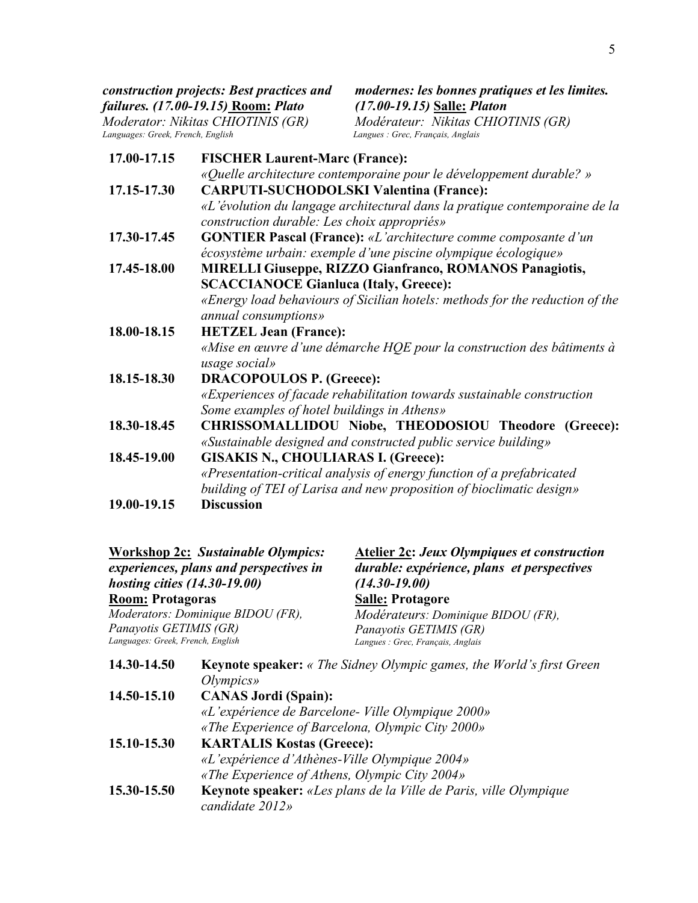***construction projects: Best practices and failures. (17.00-19.15)*** **Room:** ***Plato***
*Moderator: Nikitas CHIOTINIS (GR)*
*Languages: Greek, French, English*

***modernes: les bonnes pratiques et les limites. (17.00-19.15)*** **Salle:** ***Platon***
*Modérateur: Nikitas CHIOTINIS (GR)*
*Langues : Grec, Français, Anglais*

| | |
|---|---|
| **17.00-17.15** | **FISCHER Laurent-Marc (France):** *«Quelle architecture contemporaine pour le développement durable? »* |
| **17.15-17.30** | **CARPUTI-SUCHODOLSKI Valentina (France):** *«L'évolution du langage architectural dans la pratique contemporaine de la construction durable: Les choix appropriés»* |
| **17.30-17.45** | **GONTIER Pascal (France):** *«L'architecture comme composante d'un écosystème urbain: exemple d'une piscine olympique écologique»* |
| **17.45-18.00** | **MIRELLI Giuseppe, RIZZO Gianfranco, ROMANOS Panagiotis, SCACCIANOCE Gianluca (Italy, Greece):** *«Energy load behaviours of Sicilian hotels: methods for the reduction of the annual consumptions»* |
| **18.00-18.15** | **HETZEL Jean (France):** *«Mise en œuvre d'une démarche HQE pour la construction des bâtiments à usage social»* |
| **18.15-18.30** | **DRACOPOULOS P. (Greece):** *«Experiences of facade rehabilitation towards sustainable construction Some examples of hotel buildings in Athens»* |
| **18.30-18.45** | **CHRISSOMALLIDOU Niobe, THEODOSIOU Theodore (Greece):** *«Sustainable designed and constructed public service building»* |
| **18.45-19.00** | **GISAKIS N., CHOULIARAS I. (Greece):** *«Presentation-critical analysis of energy function of a prefabricated building of TEI of Larisa and new proposition of bioclimatic design»* |
| **19.00-19.15** | **Discussion** |

**Workshop 2c:** ***Sustainable Olympics: experiences, plans and perspectives in hosting cities (14.30-19.00)***
**Room: Protagoras**
*Moderators: Dominique BIDOU (FR), Panayotis GETIMIS (GR)*
*Languages: Greek, French, English*

**Atelier 2c:** ***Jeux Olympiques et construction durable: expérience, plans et perspectives (14.30-19.00)***
**Salle: Protagore**
*Modérateurs: Dominique BIDOU (FR), Panayotis GETIMIS (GR)*
*Langues : Grec, Français, Anglais*

| | |
|---|---|
| **14.30-14.50** | **Keynote speaker:** *« The Sidney Olympic games, the World's first Green Olympics»* |
| **14.50-15.10** | **CANAS Jordi (Spain):** *«L'expérience de Barcelone- Ville Olympique 2000»* *«The Experience of Barcelona, Olympic City 2000»* |
| **15.10-15.30** | **KARTALIS Kostas (Greece):** *«L'expérience d'Athènes-Ville Olympique 2004»* *«The Experience of Athens, Olympic City 2004»* |
| **15.30-15.50** | **Keynote speaker:** *«Les plans de la Ville de Paris, ville Olympique candidate 2012»* |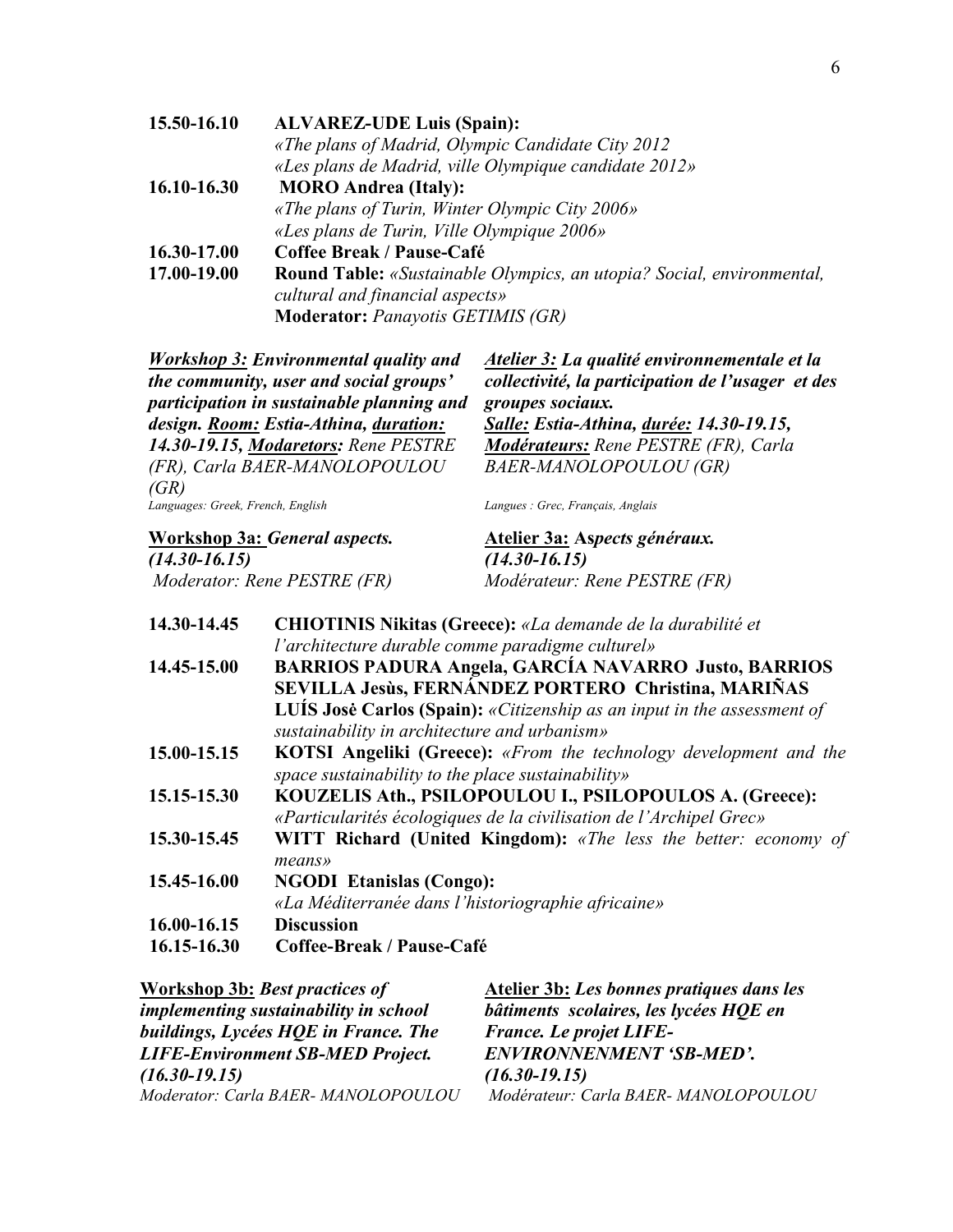**15.50-16.10** **ALVAREZ-UDE Luis (Spain):**
*«The plans of Madrid, Olympic Candidate City 2012*
*«Les plans de Madrid, ville Olympique candidate 2012»*

**16.10-16.30** **MORO Andrea (Italy):**
*«The plans of Turin, Winter Olympic City 2006»*
*«Les plans de Turin, Ville Olympique 2006»*

**16.30-17.00** **Coffee Break / Pause-Café**

**17.00-19.00** **Round Table:** *«Sustainable Olympics, an utopia? Social, environmental, cultural and financial aspects»*
**Moderator:** *Panayotis GETIMIS (GR)*

***Workshop 3:*** ***Environmental quality and the community, user and social groups' participation in sustainable planning and design.*** ***Room:*** ***Estia-Athina,*** ***duration:*** ***14.30-19.15,*** ***Modaretors:*** *Rene PESTRE (FR), Carla BAER-MANOLOPOULOU (GR)*

*Languages: Greek, French, English*

***Atelier 3:*** ***La qualité environnementale et la collectivité, la participation de l'usager et des groupes sociaux.***
***Salle:*** ***Estia-Athina,*** ***durée:*** ***14.30-19.15,***
***Modérateurs:*** *Rene PESTRE (FR), Carla BAER-MANOLOPOULOU (GR)*

*Langues : Grec, Français, Anglais*

**Workshop 3a:** ***General aspects.***
***(14.30-16.15)***
*Moderator: Rene PESTRE (FR)*

**Atelier 3a:** **As*pects généraux.***
***(14.30-16.15)***
*Modérateur: Rene PESTRE (FR)*

**14.30-14.45** **CHIOTINIS Nikitas (Greece):** *«La demande de la durabilité et l'architecture durable comme paradigme culturel»*

**14.45-15.00** **BARRIOS PADURA Angela, GARCÍA NAVARRO Justo, BARRIOS SEVILLA Jesùs, FERNÁNDEZ PORTERO Christina, MARIÑAS LUÍS Josė Carlos (Spain):** *«Citizenship as an input in the assessment of sustainability in architecture and urbanism»*

**15.00-15.15** **KOTSI Angeliki (Greece):** *«From the technology development and the space sustainability to the place sustainability»*

**15.15-15.30** **KOUZELIS Ath., PSILOPOULOU I., PSILOPOULOS A. (Greece):** *«Particularités écologiques de la civilisation de l'Archipel Grec»*

**15.30-15.45** **WITT Richard (United Kingdom):** *«The less the better: economy of means»*

**15.45-16.00** **NGODI Etanislas (Congo):**
*«La Méditerranée dans l'historiographie africaine»*

**16.00-16.15** **Discussion**

**16.15-16.30** **Coffee-Break / Pause-Café**

**Workshop 3b:** ***Best practices of implementing sustainability in school buildings, Lycées HQE in France. The LIFE-Environment SB-MED Project.***
***(16.30-19.15)***
*Moderator: Carla BAER- MANOLOPOULOU*

**Atelier 3b:** ***Les bonnes pratiques dans les bâtiments scolaires, les lycées HQE en France. Le projet LIFE-ENVIRONNENMENT 'SB-MED'.***
***(16.30-19.15)***
*Modérateur: Carla BAER- MANOLOPOULOU*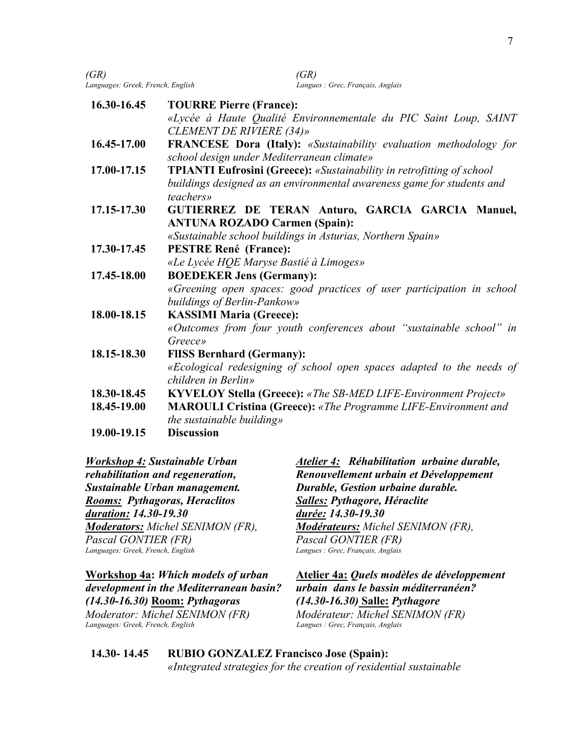*(GR)*
*Languages: Greek, French, English*

*(GR)*
*Langues : Grec, Français, Anglais*

**16.30-16.45** **TOURRE Pierre (France):** *«Lycée à Haute Qualité Environnementale du PIC Saint Loup, SAINT CLEMENT DE RIVIERE (34)»*

**16.45-17.00** **FRANCESE Dora (Italy):** *«Sustainability evaluation methodology for school design under Mediterranean climate»*

**17.00-17.15** **TPIANTI Eufrosini (Greece):** *«Sustainability in retrofitting of school buildings designed as an environmental awareness game for students and teachers»*

**17.15-17.30** **GUTIERREZ DE TERAN Anturo, GARCIA GARCIA Manuel, ANTUNA ROZADO Carmen (Spain):** *«Sustainable school buildings in Asturias, Northern Spain»*

**17.30-17.45** **PESTRE René (France):** *«Le Lycée HQE Maryse Bastié à Limoges»*

**17.45-18.00** **BOEDEKER Jens (Germany):** *«Greening open spaces: good practices of user participation in school buildings of Berlin-Pankow»*

**18.00-18.15** **KASSIMI Maria (Greece):** *«Outcomes from four youth conferences about "sustainable school" in Greece»*

**18.15-18.30** **FIISS Bernhard (Germany):** *«Ecological redesigning of school open spaces adapted to the needs of children in Berlin»*

**18.30-18.45** **KYVELOY Stella (Greece):** *«The SB-MED LIFE-Environment Project»*

**18.45-19.00** **MAROULI Cristina (Greece):** *«The Programme LIFE-Environment and the sustainable building»*

**19.00-19.15** **Discussion**

***Workshop 4:*** ***Sustainable Urban rehabilitation and regeneration, Sustainable Urban management.***
***Rooms:*** ***Pythagoras, Heraclitos***
***duration:*** ***14.30-19.30***
***Moderators:*** *Michel SENIMON (FR), Pascal GONTIER (FR)*
*Languages: Greek, French, English*

***Atelier 4:*** ***Réhabilitation urbaine durable, Renouvellement urbain et Développement Durable, Gestion urbaine durable.***
***Salles:*** ***Pythagore, Héraclite***
***durée:*** ***14.30-19.30***
***Modérateurs:*** *Michel SENIMON (FR), Pascal GONTIER (FR)*
*Langues : Grec, Français, Anglais*

**Workshop 4a:** ***Which models of urban development in the Mediterranean basin? (14.30-16.30)*** **Room:** ***Pythagoras***
*Moderator: Michel SENIMON (FR)*
*Languages: Greek, French, English*

**Atelier 4a:** ***Quels modèles de développement urbain dans le bassin méditerranéen? (14.30-16.30)*** **Salle:** ***Pythagore***
*Modérateur: Michel SENIMON (FR)*
*Langues : Grec, Français, Anglais*

**14.30- 14.45** **RUBIO GONZALEZ Francisco Jose (Spain):** *«Integrated strategies for the creation of residential sustainable*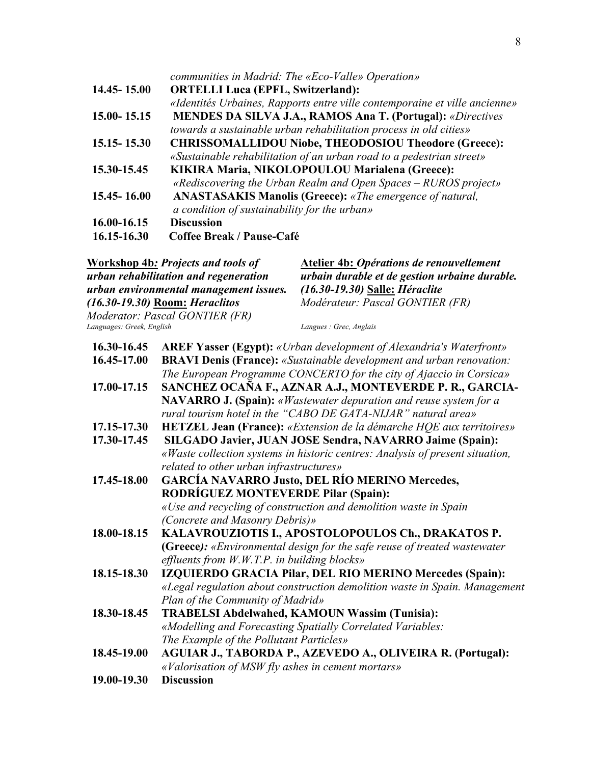*communities in Madrid: The «Eco-Valle» Operation»*

**14.45- 15.00** **ORTELLI Luca (EPFL, Switzerland):** *«Identités Urbaines, Rapports entre ville contemporaine et ville ancienne»*

**15.00- 15.15** **MENDES DA SILVA J.A., RAMOS Ana T. (Portugal):** *«Directives towards a sustainable urban rehabilitation process in old cities»*

**15.15- 15.30** **CHRISSOMALLIDOU Niobe, THEODOSIOU Theodore (Greece):** *«Sustainable rehabilitation of an urban road to a pedestrian street»*

**15.30-15.45** **KIKIRA Maria, NIKOLOPOULOU Marialena (Greece):** *«Rediscovering the Urban Realm and Open Spaces – RUROS project»*

**15.45- 16.00** **ANASTASAKIS Manolis (Greece):** *«The emergence of natural, a condition of sustainability for the urban»*

**16.00-16.15** **Discussion**

**16.15-16.30** **Coffee Break / Pause-Café**

**Workshop 4b***: Projects and tools of urban rehabilitation and regeneration urban environmental management issues. (16.30-19.30)* **Room:** ***Heraclitos***
*Moderator: Pascal GONTIER (FR)*
*Languages: Greek, English*

**Atelier 4b:** ***Opérations de renouvellement urbain durable et de gestion urbaine durable.*** *(16.30-19.30)* **Salle:** ***Héraclite***
*Modérateur: Pascal GONTIER (FR)*
*Langues : Grec, Anglais*

**16.30-16.45** **AREF Yasser (Egypt):** *«Urban development of Alexandria's Waterfront»*

**16.45-17.00** **BRAVI Denis (France):** *«Sustainable development and urban renovation: The European Programme CONCERTO for the city of Ajaccio in Corsica»*

**17.00-17.15** **SANCHEZ OCAÑA F., AZNAR A.J., MONTEVERDE P. R., GARCIA-NAVARRO J. (Spain):** *«Wastewater depuration and reuse system for a rural tourism hotel in the "CABO DE GATA-NIJAR" natural area»*

**17.15-17.30** **HETZEL Jean (France):** *«Extension de la démarche HQE aux territoires»*

**17.30-17.45** **SILGADO Javier, JUAN JOSE Sendra, NAVARRO Jaime (Spain):** *«Waste collection systems in historic centres: Analysis of present situation, related to other urban infrastructures»*

**17.45-18.00** **GARCÍA NAVARRO Justo, DEL RÍO MERINO Mercedes, RODRÍGUEZ MONTEVERDE Pilar (Spain):** *«Use and recycling of construction and demolition waste in Spain (Concrete and Masonry Debris)»*

**18.00-18.15** **KALAVROUZIOTIS I., APOSTOLOPOULOS Ch., DRAKATOS P. (Greece)***: «Environmental design for the safe reuse of treated wastewater effluents from W.W.T.P. in building blocks»*

**18.15-18.30** **IZQUIERDO GRACIA Pilar, DEL RIO MERINO Mercedes (Spain):** *«Legal regulation about construction demolition waste in Spain. Management Plan of the Community of Madrid»*

**18.30-18.45** **TRABELSI Abdelwahed, KAMOUN Wassim (Tunisia):** *«Modelling and Forecasting Spatially Correlated Variables: The Example of the Pollutant Particles»*

**18.45-19.00** **AGUIAR J., TABORDA P., AZEVEDO A., OLIVEIRA R. (Portugal):** *«Valorisation of MSW fly ashes in cement mortars»*

**19.00-19.30** **Discussion**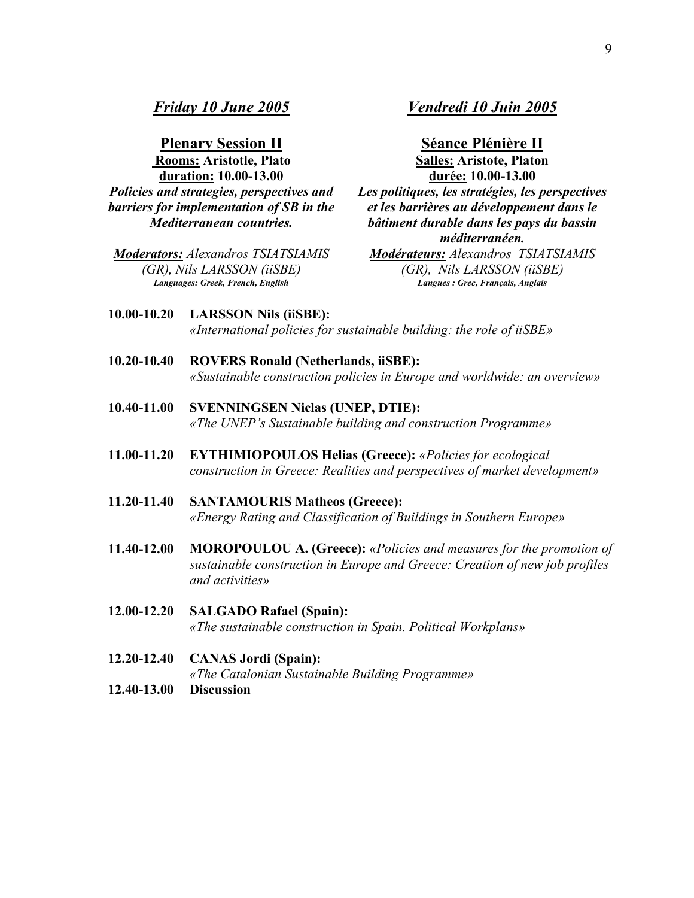## *Friday 10 June 2005*

### Plenary Session II

**Rooms: Aristotle, Plato**
**duration: 10.00-13.00**

***Policies and strategies, perspectives and barriers for implementation of SB in the Mediterranean countries.***

***Moderators:*** *Alexandros TSIATSIAMIS (GR), Nils LARSSON (iiSBE)*

***Languages: Greek, French, English***

## *Vendredi 10 Juin 2005*

### Séance Plénière II

**Salles: Aristote, Platon**
**durée: 10.00-13.00**

***Les politiques, les stratégies, les perspectives et les barrières au développement dans le bâtiment durable dans les pays du bassin méditerranéen.***

***Modérateurs:*** *Alexandros TSIATSIAMIS (GR), Nils LARSSON (iiSBE)*

***Langues : Grec, Français, Anglais***

**10.00-10.20** **LARSSON Nils (iiSBE):**
*«International policies for sustainable building: the role of iiSBE»*

**10.20-10.40** **ROVERS Ronald (Netherlands, iiSBE):**
*«Sustainable construction policies in Europe and worldwide: an overview»*

**10.40-11.00** **SVENNINGSEN Niclas (UNEP, DTIE):**
*«The UNEP's Sustainable building and construction Programme»*

**11.00-11.20** **EYTHIMIOPOULOS Helias (Greece):** *«Policies for ecological construction in Greece: Realities and perspectives of market development»*

**11.20-11.40** **SANTAMOURIS Matheos (Greece):**
*«Energy Rating and Classification of Buildings in Southern Europe»*

**11.40-12.00** **MOROPOULOU A. (Greece):** *«Policies and measures for the promotion of sustainable construction in Europe and Greece: Creation of new job profiles and activities»*

**12.00-12.20** **SALGADO Rafael (Spain):**
*«The sustainable construction in Spain. Political Workplans»*

**12.20-12.40** **CANAS Jordi (Spain):**
*«The Catalonian Sustainable Building Programme»*

**12.40-13.00** **Discussion**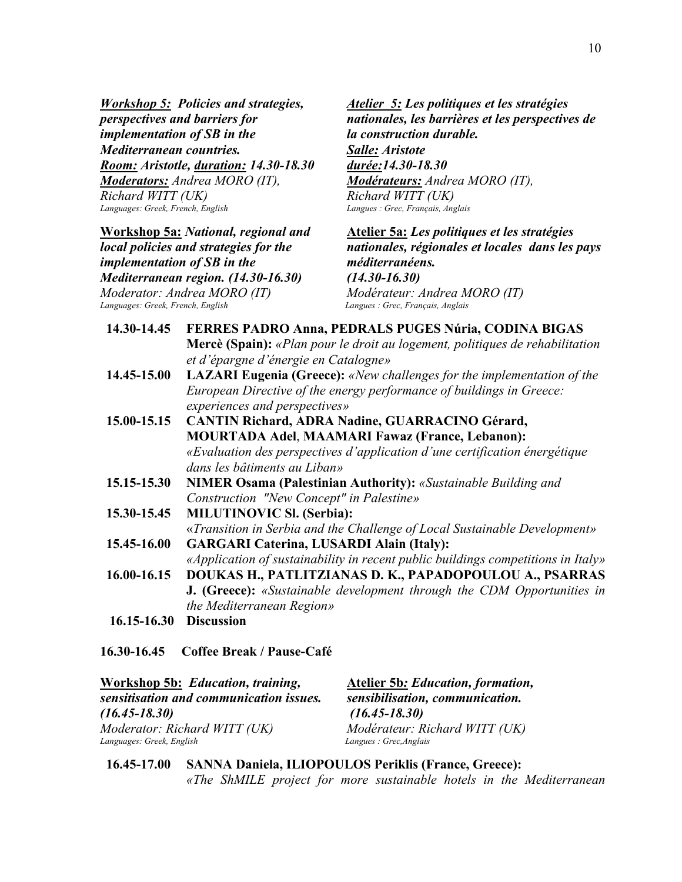***Workshop 5:*** ***Policies and strategies, perspectives and barriers for implementation of SB in the Mediterranean countries.***
***Room:*** ***Aristotle,*** ***duration:*** ***14.30-18.30***
***Moderators:*** *Andrea MORO (IT), Richard WITT (UK)*
*Languages: Greek, French, English*

***Atelier 5:*** ***Les politiques et les stratégies nationales, les barrières et les perspectives de la construction durable.***
***Salle:*** ***Aristote***
***durée:*** ***14.30-18.30***
***Modérateurs:*** *Andrea MORO (IT), Richard WITT (UK)*
*Langues : Grec, Français, Anglais*

**Workshop 5a:** ***National, regional and local policies and strategies for the implementation of SB in the Mediterranean region. (14.30-16.30)***
*Moderator: Andrea MORO (IT)*
*Languages: Greek, French, English*

**Atelier 5a:** ***Les politiques et les stratégies nationales, régionales et locales dans les pays méditerranéens. (14.30-16.30)***
*Modérateur: Andrea MORO (IT)*
*Langues : Grec, Français, Anglais*

**14.30-14.45** **FERRES PADRO Anna, PEDRALS PUGES Núria, CODINA BIGAS Mercè (Spain):** *«Plan pour le droit au logement, politiques de rehabilitation et d'épargne d'énergie en Catalogne»*

**14.45-15.00** **LAZARI Eugenia (Greece):** *«New challenges for the implementation of the European Directive of the energy performance of buildings in Greece: experiences and perspectives»*

**15.00-15.15** **CANTIN Richard, ADRA Nadine, GUARRACINO Gérard, MOURTADA Adel, MAAMARI Fawaz (France, Lebanon):** *«Evaluation des perspectives d'application d'une certification énergétique dans les bâtiments au Liban»*

**15.15-15.30** **NIMER Osama (Palestinian Authority):** *«Sustainable Building and Construction "New Concept" in Palestine»*

**15.30-15.45** **MILUTINOVIC Sl. (Serbia):** *«Transition in Serbia and the Challenge of Local Sustainable Development»*

**15.45-16.00** **GARGARI Caterina, LUSARDI Alain (Italy):** *«Application of sustainability in recent public buildings competitions in Italy»*

**16.00-16.15** **DOUKAS H., PATLITZIANAS D. K., PAPADOPOULOU A., PSARRAS J. (Greece):** *«Sustainable development through the CDM Opportunities in the Mediterranean Region»*

**16.15-16.30** **Discussion**

**16.30-16.45** **Coffee Break / Pause-Café**

**Workshop 5b:** ***Education, training, sensitisation and communication issues. (16.45-18.30)***
*Moderator: Richard WITT (UK)*
*Languages: Greek, English*

**Atelier 5b:** ***Education, formation, sensibilisation, communication. (16.45-18.30)***
*Modérateur: Richard WITT (UK)*
*Langues : Grec,Anglais*

**16.45-17.00** **SANNA Daniela, ILIOPOULOS Periklis (France, Greece):** *«The ShMILE project for more sustainable hotels in the Mediterranean*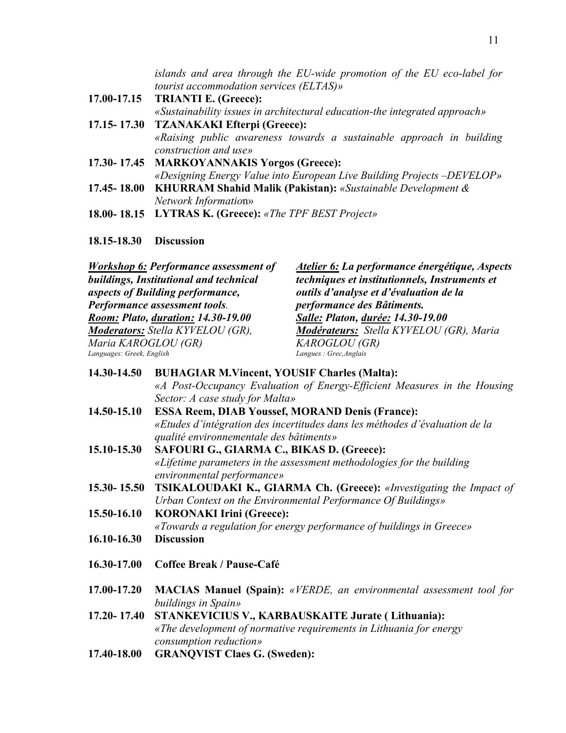*islands and area through the EU-wide promotion of the EU eco-label for tourist accommodation services (ELTAS)»*

**17.00-17.15 TRIANTI E. (Greece):**
*«Sustainability issues in architectural education-the integrated approach»*

**17.15- 17.30 TZANAKAKI Efterpi (Greece):**
*«Raising public awareness towards a sustainable approach in building construction and use»*

**17.30- 17.45 MARKOYANNAKIS Yorgos (Greece):**
*«Designing Energy Value into European Live Building Projects –DEVELOP»*

**17.45- 18.00 KHURRAM Shahid Malik (Pakistan):** *«Sustainable Development & Network Information»*

**18.00- 18.15 LYTRAS K. (Greece):** *«The TPF BEST Project»*

**18.15-18.30 Discussion**

***Workshop 6:* *Performance assessment of buildings, Institutional and technical aspects of Building performance, Performance assessment tools*.**
***Room:* Plato, *duration:* 14.30-19.00**
***Moderators:*** *Stella KYVELOU (GR), Maria KAROGLOU (GR)*
*Languages: Greek, English*

***Atelier 6:* *La performance énergétique, Aspects techniques et institutionnels, Instruments et outils d'analyse et d'évaluation de la performance des Bâtiments.***
***Salle:* Platon, *durée:* 14.30-19.00**
***Modérateurs:*** *Stella KYVELOU (GR), Maria KAROGLOU (GR)*
*Langues : Grec,Anglais*

**14.30-14.50 BUHAGIAR M.Vincent, YOUSIF Charles (Malta):**
*«A Post-Occupancy Evaluation of Energy-Efficient Measures in the Housing Sector: A case study for Malta»*

**14.50-15.10 ESSA Reem, DIAB Youssef, MORAND Denis (France):**
*«Etudes d'intégration des incertitudes dans les méthodes d'évaluation de la qualité environnementale des bâtiments»*

**15.10-15.30 SAFOURI G., GIARMA C., BIKAS D. (Greece):**
*«Lifetime parameters in the assessment methodologies for the building environmental performance»*

**15.30- 15.50 TSIKALOUDAKI K., GIARMA Ch. (Greece):** *«Investigating the Impact of Urban Context on the Environmental Performance Of Buildings»*

**15.50-16.10 KORONAKI Irini (Greece):**
*«Towards a regulation for energy performance of buildings in Greece»*

**16.10-16.30 Discussion**

**16.30-17.00 Coffee Break / Pause-Café**

**17.00-17.20 MACIAS Manuel (Spain):** *«VERDE, an environmental assessment tool for buildings in Spain»*

**17.20- 17.40 STANKEVICIUS V., KARBAUSKAITE Jurate ( Lithuania):**
*«The development of normative requirements in Lithuania for energy consumption reduction»*

**17.40-18.00 GRANQVIST Claes G. (Sweden):**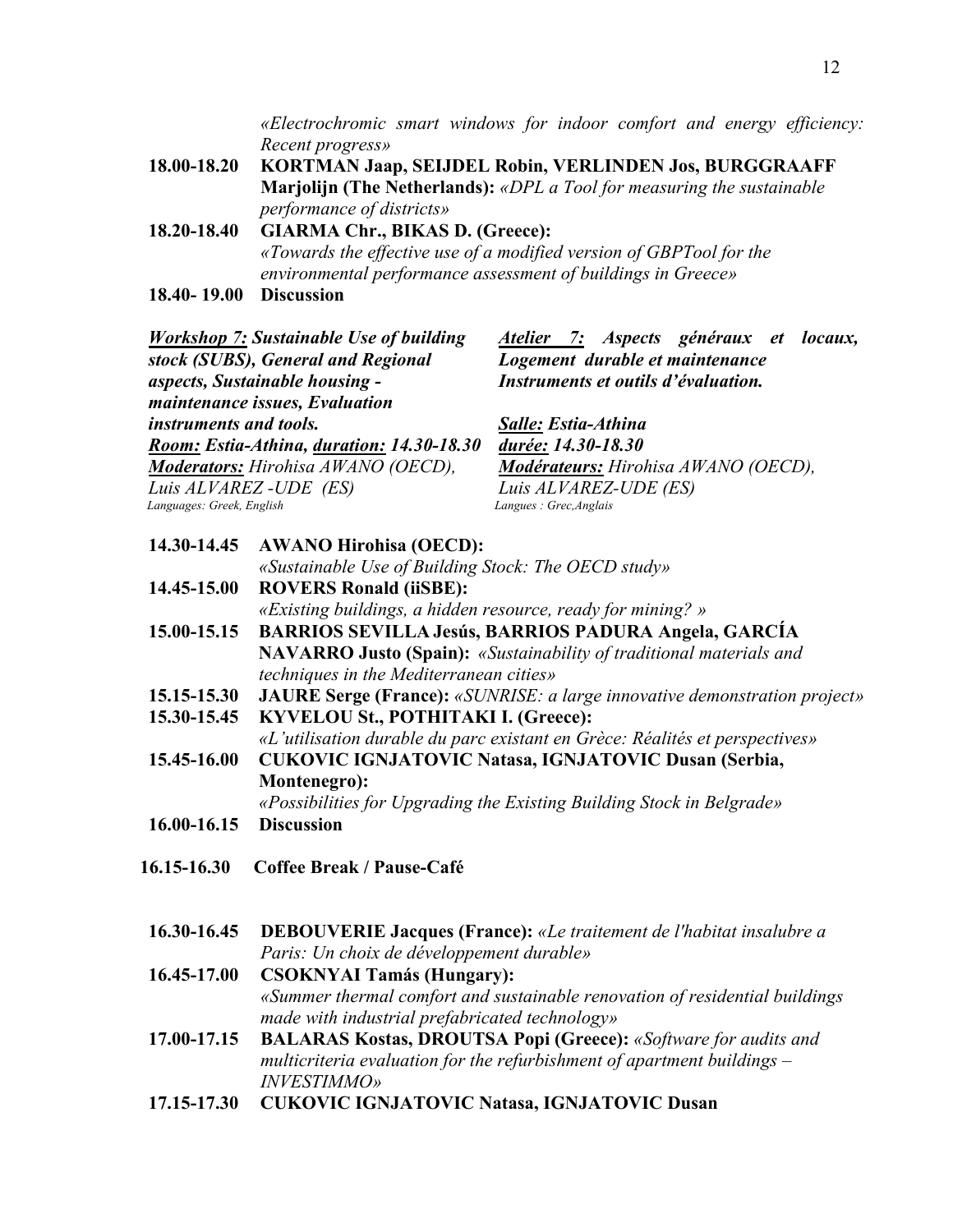*«Electrochromic smart windows for indoor comfort and energy efficiency: Recent progress»*

**18.00-18.20** **KORTMAN Jaap, SEIJDEL Robin, VERLINDEN Jos, BURGGRAAFF Marjolijn (The Netherlands):** *«DPL a Tool for measuring the sustainable performance of districts»*

**18.20-18.40** **GIARMA Chr., BIKAS D. (Greece):**
*«Towards the effective use of a modified version of GBPTool for the environmental performance assessment of buildings in Greece»*

**18.40- 19.00** **Discussion**

***Workshop 7:* *Sustainable Use of building stock (SUBS), General and Regional aspects, Sustainable housing - maintenance issues, Evaluation instruments and tools.***
***Room:* *Estia-Athina,* *duration:* *14.30-18.30***
***Moderators:*** *Hirohisa AWANO (OECD), Luis ALVAREZ -UDE (ES)*
*Languages: Greek, English*

***Atelier 7:* *Aspects généraux et locaux, Logement durable et maintenance Instruments et outils d'évaluation.***
***Salle:* *Estia-Athina***
***durée:* *14.30-18.30***
***Modérateurs:*** *Hirohisa AWANO (OECD), Luis ALVAREZ-UDE (ES)*
*Langues : Grec,Anglais*

**14.30-14.45** **AWANO Hirohisa (OECD):**
*«Sustainable Use of Building Stock: The OECD study»*

**14.45-15.00** **ROVERS Ronald (iiSBE):**
*«Existing buildings, a hidden resource, ready for mining? »*

**15.00-15.15** **BARRIOS SEVILLA Jesús, BARRIOS PADURA Angela, GARCÍA NAVARRO Justo (Spain):** *«Sustainability of traditional materials and techniques in the Mediterranean cities»*

**15.15-15.30** **JAURE Serge (France):** *«SUNRISE: a large innovative demonstration project»*

**15.30-15.45** **KYVELOU St., POTHITAKI I. (Greece):**
*«L'utilisation durable du parc existant en Grèce: Réalités et perspectives»*

**15.45-16.00** **CUKOVIC IGNJATOVIC Natasa, IGNJATOVIC Dusan (Serbia, Montenegro):**
*«Possibilities for Upgrading the Existing Building Stock in Belgrade»*

**16.00-16.15** **Discussion**

**16.15-16.30** **Coffee Break / Pause-Café**

**16.30-16.45** **DEBOUVERIE Jacques (France):** *«Le traitement de l'habitat insalubre a Paris: Un choix de développement durable»*

**16.45-17.00** **CSOKNYAI Tamás (Hungary):**
*«Summer thermal comfort and sustainable renovation of residential buildings made with industrial prefabricated technology»*

**17.00-17.15** **BALARAS Kostas, DROUTSA Popi (Greece):** *«Software for audits and multicriteria evaluation for the refurbishment of apartment buildings – INVESTIMMO»*

**17.15-17.30** **CUKOVIC IGNJATOVIC Natasa, IGNJATOVIC Dusan**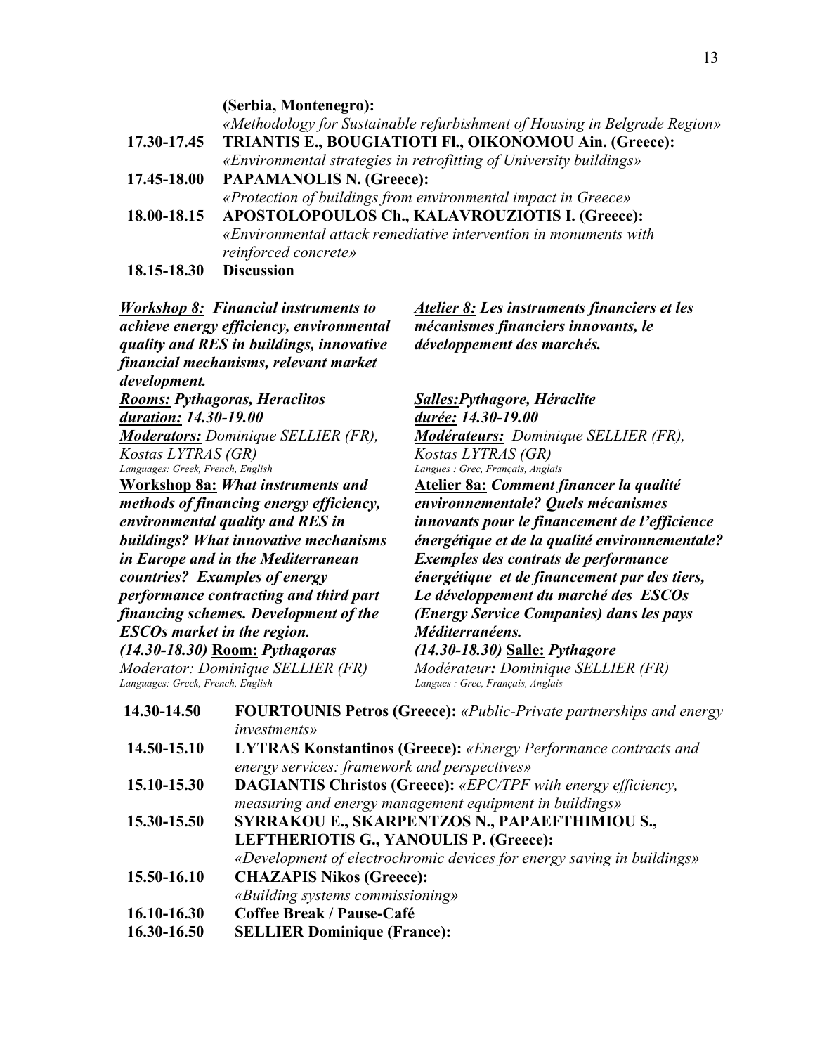**(Serbia, Montenegro):**
*«Methodology for Sustainable refurbishment of Housing in Belgrade Region»*

**17.30-17.45** **TRIANTIS E., BOUGIATIOTI Fl., OIKONOMOU Ain. (Greece):**
*«Environmental strategies in retrofitting of University buildings»*

**17.45-18.00** **PAPAMANOLIS N. (Greece):**
*«Protection of buildings from environmental impact in Greece»*

**18.00-18.15** **APOSTOLOPOULOS Ch., KALAVROUZIOTIS I. (Greece):**
*«Environmental attack remediative intervention in monuments with reinforced concrete»*

**18.15-18.30** **Discussion**

***Workshop 8:** Financial instruments to achieve energy efficiency, environmental quality and RES in buildings, innovative financial mechanisms, relevant market development.*

***Rooms:** Pythagoras, Heraclitos*
***duration:** 14.30-19.00*
***Moderators:*** *Dominique SELLIER (FR), Kostas LYTRAS (GR)*
*Languages: Greek, French, English*

**Workshop 8a:** ***What instruments and methods of financing energy efficiency, environmental quality and RES in buildings? What innovative mechanisms in Europe and in the Mediterranean countries? Examples of energy performance contracting and third part financing schemes. Development of the ESCOs market in the region.***
***(14.30-18.30)*** **Room:** ***Pythagoras***
*Moderator: Dominique SELLIER (FR)*
*Languages: Greek, French, English*

***Atelier 8:** Les instruments financiers et les mécanismes financiers innovants, le développement des marchés.*

***Salles:** Pythagore, Héraclite*
***durée:** 14.30-19.00*
***Modérateurs:*** *Dominique SELLIER (FR), Kostas LYTRAS (GR)*
*Langues : Grec, Français, Anglais*

**Atelier 8a:** ***Comment financer la qualité environnementale? Quels mécanismes innovants pour le financement de l'efficience énergétique et de la qualité environnementale? Exemples des contrats de performance énergétique et de financement par des tiers, Le développement du marché des ESCOs (Energy Service Companies) dans les pays Méditerranéens.***
***(14.30-18.30)*** **Salle:** ***Pythagore***
*Modérateur: Dominique SELLIER (FR)*
*Langues : Grec, Français, Anglais*

**14.30-14.50** **FOURTOUNIS Petros (Greece):** *«Public-Private partnerships and energy investments»*

**14.50-15.10** **LYTRAS Konstantinos (Greece):** *«Energy Performance contracts and energy services: framework and perspectives»*

**15.10-15.30** **DAGIANTIS Christos (Greece):** *«EPC/TPF with energy efficiency, measuring and energy management equipment in buildings»*

**15.30-15.50** **SYRRAKOU E., SKARPENTZOS N., PAPAEFTHIMIOU S., LEFTHERIOTIS G., YANOULIS P. (Greece):**
*«Development of electrochromic devices for energy saving in buildings»*

**15.50-16.10** **CHAZAPIS Nikos (Greece):**
*«Building systems commissioning»*

**16.10-16.30** **Coffee Break / Pause-Café**

**16.30-16.50** **SELLIER Dominique (France):**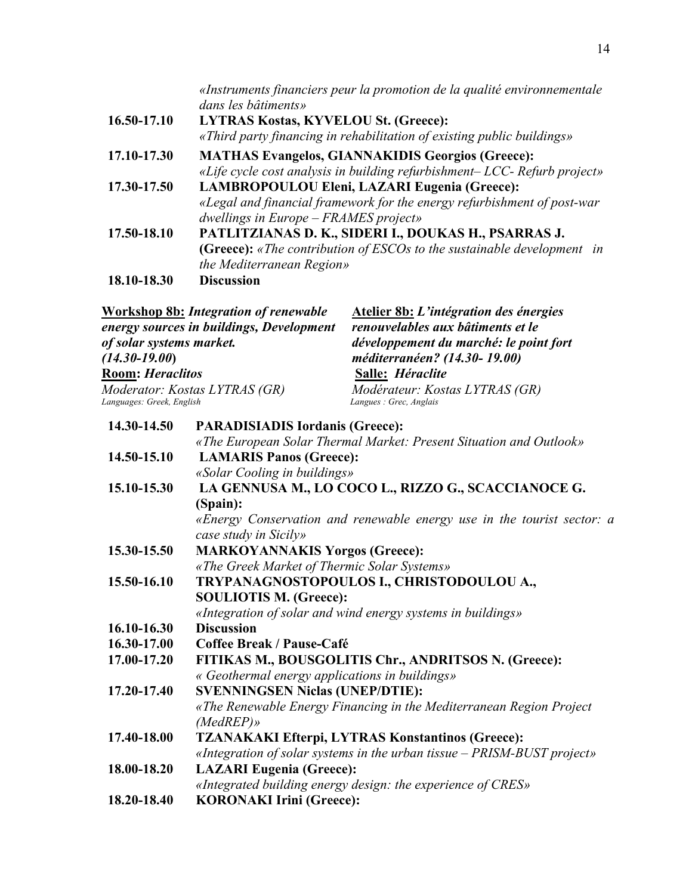*«Instruments financiers peur la promotion de la qualité environnementale dans les bâtiments»*

**16.50-17.10** **LYTRAS Kostas, KYVELOU St. (Greece):**
*«Third party financing in rehabilitation of existing public buildings»*

**17.10-17.30** **MATHAS Evangelos, GIANNAKIDIS Georgios (Greece):**
*«Life cycle cost analysis in building refurbishment– LCC- Refurb project»*

**17.30-17.50** **LAMBROPOULOU Eleni, LAZARI Eugenia (Greece):**
*«Legal and financial framework for the energy refurbishment of post-war dwellings in Europe – FRAMES project»*

**17.50-18.10** **PATLITZIANAS D. K., SIDERI I., DOUKAS H., PSARRAS J. (Greece):** *«The contribution of ESCOs to the sustainable development in the Mediterranean Region»*

**18.10-18.30** **Discussion**

**Workshop 8b:** ***Integration of renewable energy sources in buildings, Development of solar systems market. (14.30-19.00)***
**Room:** ***Heraclitos***
*Moderator: Kostas LYTRAS (GR)*
*Languages: Greek, English*

**Atelier 8b:** ***L'intégration des énergies renouvelables aux bâtiments et le développement du marché: le point fort méditerranéen? (14.30- 19.00)***
**Salle:** ***Héraclite***
*Modérateur: Kostas LYTRAS (GR)*
*Langues : Grec, Anglais*

**14.30-14.50** **PARADISIADIS Iordanis (Greece):**
*«The European Solar Thermal Market: Present Situation and Outlook»*

**14.50-15.10** **LAMARIS Panos (Greece):**
*«Solar Cooling in buildings»*

**15.10-15.30** **LA GENNUSA M., LO COCO L., RIZZO G., SCACCIANOCE G. (Spain):**
*«Energy Conservation and renewable energy use in the tourist sector: a case study in Sicily»*

**15.30-15.50** **MARKOYANNAKIS Yorgos (Greece):**
*«The Greek Market of Thermic Solar Systems»*

**15.50-16.10** **TRYPANAGNOSTOPOULOS I., CHRISTODOULOU A., SOULIOTIS M. (Greece):**
*«Integration of solar and wind energy systems in buildings»*

**16.10-16.30** **Discussion**

**16.30-17.00** **Coffee Break / Pause-Café**

**17.00-17.20** **FITIKAS M., BOUSGOLITIS Chr., ANDRITSOS N. (Greece):**
*« Geothermal energy applications in buildings»*

**17.20-17.40** **SVENNINGSEN Niclas (UNEP/DTIE):**
*«The Renewable Energy Financing in the Mediterranean Region Project (MedREP)»*

**17.40-18.00** **TZANAKAKI Efterpi, LYTRAS Konstantinos (Greece):**
*«Integration of solar systems in the urban tissue – PRISM-BUST project»*

**18.00-18.20** **LAZARI Eugenia (Greece):**
*«Integrated building energy design: the experience of CRES»*

**18.20-18.40** **KORONAKI Irini (Greece):**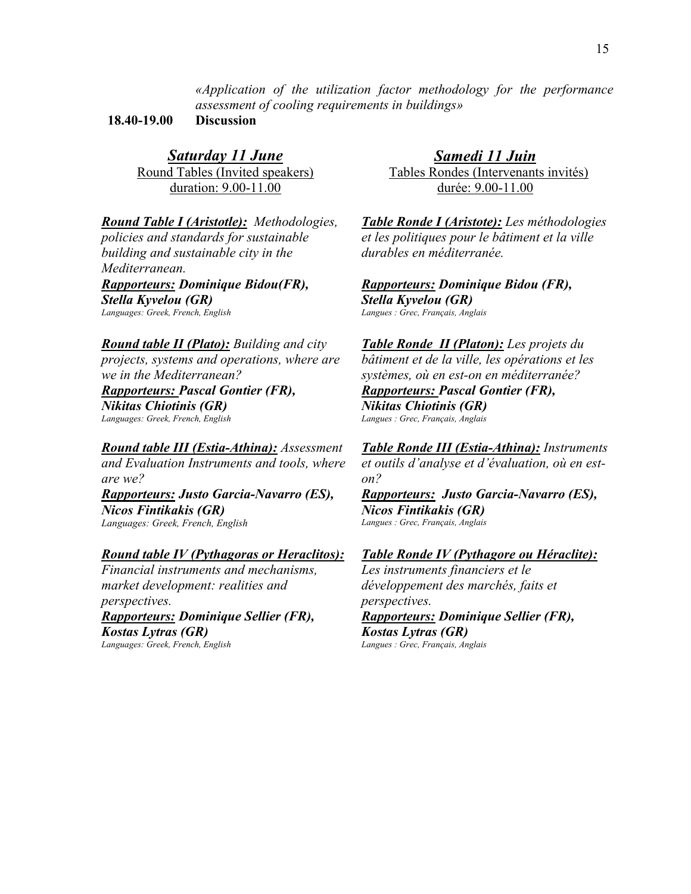*«Application of the utilization factor methodology for the performance assessment of cooling requirements in buildings»*

**18.40-19.00 Discussion**

## ***Saturday 11 June***

Round Tables (Invited speakers)

duration: 9.00-11.00

***Round Table I (Aristotle):*** *Methodologies, policies and standards for sustainable building and sustainable city in the Mediterranean.*

***Rapporteurs:* *Dominique Bidou(FR), Stella Kyvelou (GR)***

*Languages: Greek, French, English*

***Round table II (Plato):*** *Building and city projects, systems and operations, where are we in the Mediterranean?*

***Rapporteurs:* *Pascal Gontier (FR), Nikitas Chiotinis (GR)***

*Languages: Greek, French, English*

***Round table III (Estia-Athina):*** *Assessment and Evaluation Instruments and tools, where are we?*

***Rapporteurs:* *Justo Garcia-Navarro (ES), Nicos Fintikakis (GR)***

*Languages: Greek, French, English*

***Round table IV (Pythagoras or Heraclitos):*** *Financial instruments and mechanisms, market development: realities and perspectives.*

***Rapporteurs:* *Dominique Sellier (FR), Kostas Lytras (GR)***

*Languages: Greek, French, English*

## ***Samedi 11 Juin***

Tables Rondes (Intervenants invités)

durée: 9.00-11.00

***Table Ronde I (Aristote):*** *Les méthodologies et les politiques pour le bâtiment et la ville durables en méditerranée.*

***Rapporteurs:* *Dominique Bidou (FR), Stella Kyvelou (GR)***

*Langues : Grec, Français, Anglais*

***Table Ronde II (Platon):*** *Les projets du bâtiment et de la ville, les opérations et les systèmes, où en est-on en méditerranée?*

***Rapporteurs:* *Pascal Gontier (FR), Nikitas Chiotinis (GR)***

*Langues : Grec, Français, Anglais*

***Table Ronde III (Estia-Athina):*** *Instruments et outils d'analyse et d'évaluation, où en est-on?*

***Rapporteurs:* *Justo Garcia-Navarro (ES), Nicos Fintikakis (GR)***

*Langues : Grec, Français, Anglais*

***Table Ronde IV (Pythagore ou Héraclite):*** *Les instruments financiers et le développement des marchés, faits et perspectives.*

***Rapporteurs:* *Dominique Sellier (FR), Kostas Lytras (GR)***

*Langues : Grec, Français, Anglais*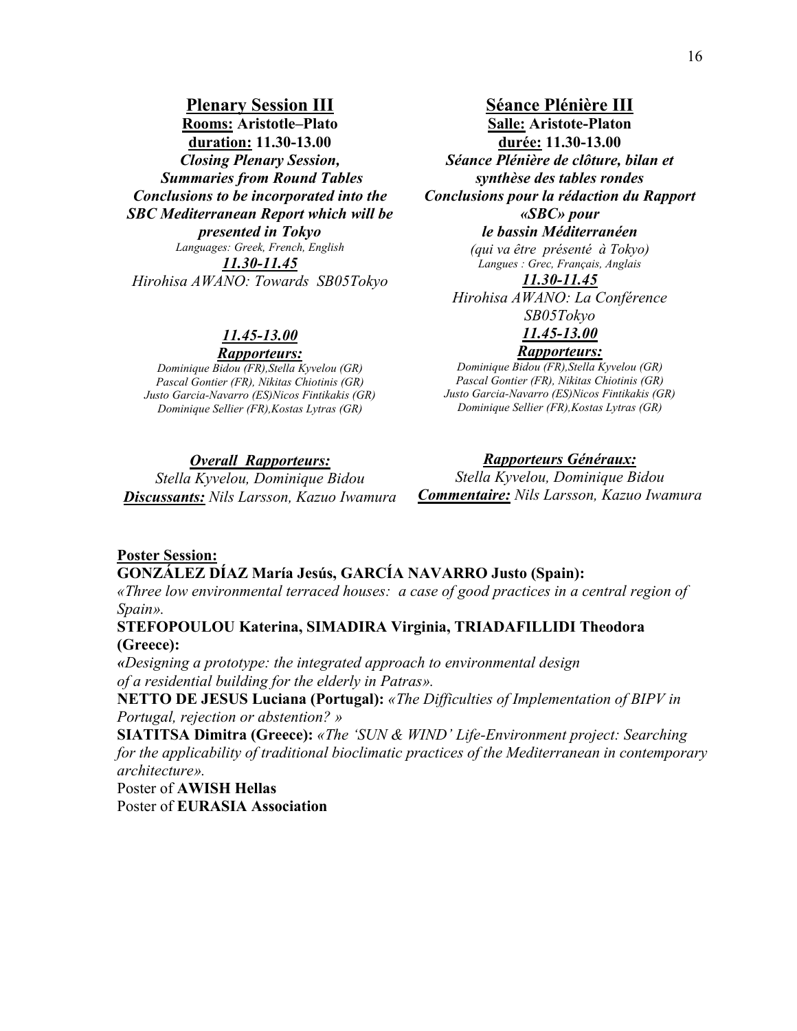## Plenary Session III

**Rooms:** **Aristotle–Plato**
**duration:** **11.30-13.00**

***Closing Plenary Session, Summaries from Round Tables Conclusions to be incorporated into the SBC Mediterranean Report which will be presented in Tokyo***

*Languages: Greek, French, English*

***11.30-11.45***

*Hirohisa AWANO: Towards SB05Tokyo*

***11.45-13.00***

***Rapporteurs:***

*Dominique Bidou (FR),Stella Kyvelou (GR)*
*Pascal Gontier (FR), Nikitas Chiotinis (GR)*
*Justo Garcia-Navarro (ES)Nicos Fintikakis (GR)*
*Dominique Sellier (FR),Kostas Lytras (GR)*

***Overall Rapporteurs:***
*Stella Kyvelou, Dominique Bidou*
***Discussants:*** *Nils Larsson, Kazuo Iwamura*

## Séance Plénière III

**Salle:** **Aristote-Platon**
**durée:** **11.30-13.00**

***Séance Plénière de clôture, bilan et synthèse des tables rondes Conclusions pour la rédaction du Rapport «SBC» pour le bassin Méditerranéen***

*(qui va être présenté à Tokyo)*
*Langues : Grec, Français, Anglais*

***11.30-11.45***

*Hirohisa AWANO: La Conférence SB05Tokyo*

***11.45-13.00***

***Rapporteurs:***

*Dominique Bidou (FR),Stella Kyvelou (GR)*
*Pascal Gontier (FR), Nikitas Chiotinis (GR)*
*Justo Garcia-Navarro (ES)Nicos Fintikakis (GR)*
*Dominique Sellier (FR),Kostas Lytras (GR)*

***Rapporteurs Généraux:***
*Stella Kyvelou, Dominique Bidou*
***Commentaire:*** *Nils Larsson, Kazuo Iwamura*

**Poster Session:**

**GONZÁLEZ DÍAZ María Jesús, GARCÍA NAVARRO Justo (Spain):**
*«Three low environmental terraced houses: a case of good practices in a central region of Spain».*

**STEFOPOULOU Katerina, SIMADIRA Virginia, TRIADAFILLIDI Theodora (Greece):**
**«***Designing a prototype: the integrated approach to environmental design of a residential building for the elderly in Patras».*

**NETTO DE JESUS Luciana (Portugal):** *«The Difficulties of Implementation of BIPV in Portugal, rejection or abstention? »*

**SIATITSA Dimitra (Greece):** *«The 'SUN & WIND' Life-Environment project: Searching for the applicability of traditional bioclimatic practices of the Mediterranean in contemporary architecture».*

Poster of **AWISH Hellas**
Poster of **EURASIA Association**